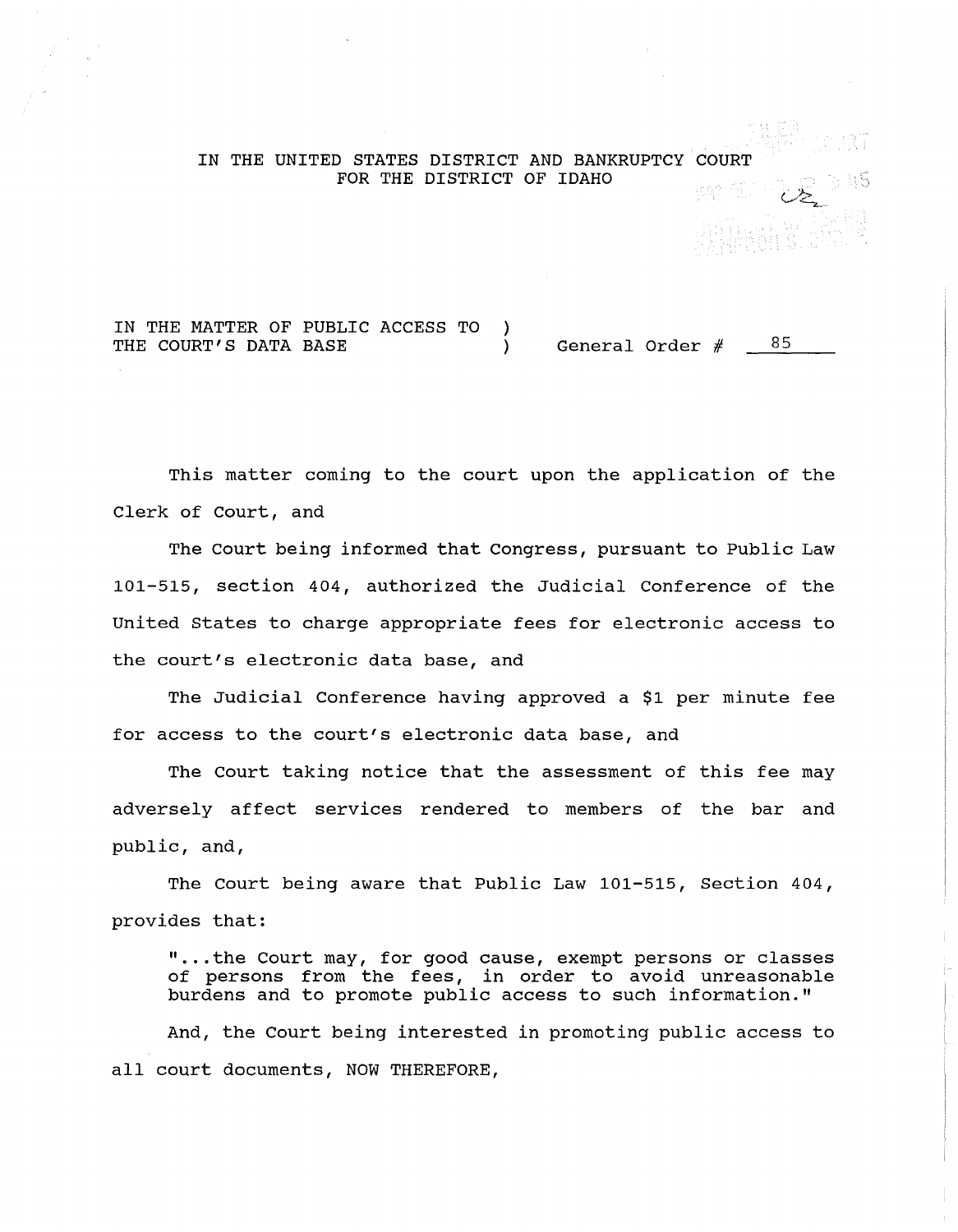IN THE UNITED STATES DISTRICT AND BANKRUPTCY COURT
FOR THE DISTRICT OF IDAHO

IN THE MATTER OF PUBLIC ACCESS TO )
THE COURT'S DATA BASE ) General Order # 85

This matter coming to the court upon the application of the Clerk of Court, and

The Court being informed that Congress, pursuant to Public Law 101-515, section 404, authorized the Judicial Conference of the United States to charge appropriate fees for electronic access to the court's electronic data base, and

The Judicial Conference having approved a $1 per minute fee for access to the court's electronic data base, and

The Court taking notice that the assessment of this fee may adversely affect services rendered to members of the bar and public, and,

The Court being aware that Public Law 101-515, Section 404, provides that:

> "...the Court may, for good cause, exempt persons or classes of persons from the fees, in order to avoid unreasonable burdens and to promote public access to such information."

And, the Court being interested in promoting public access to all court documents, NOW THEREFORE,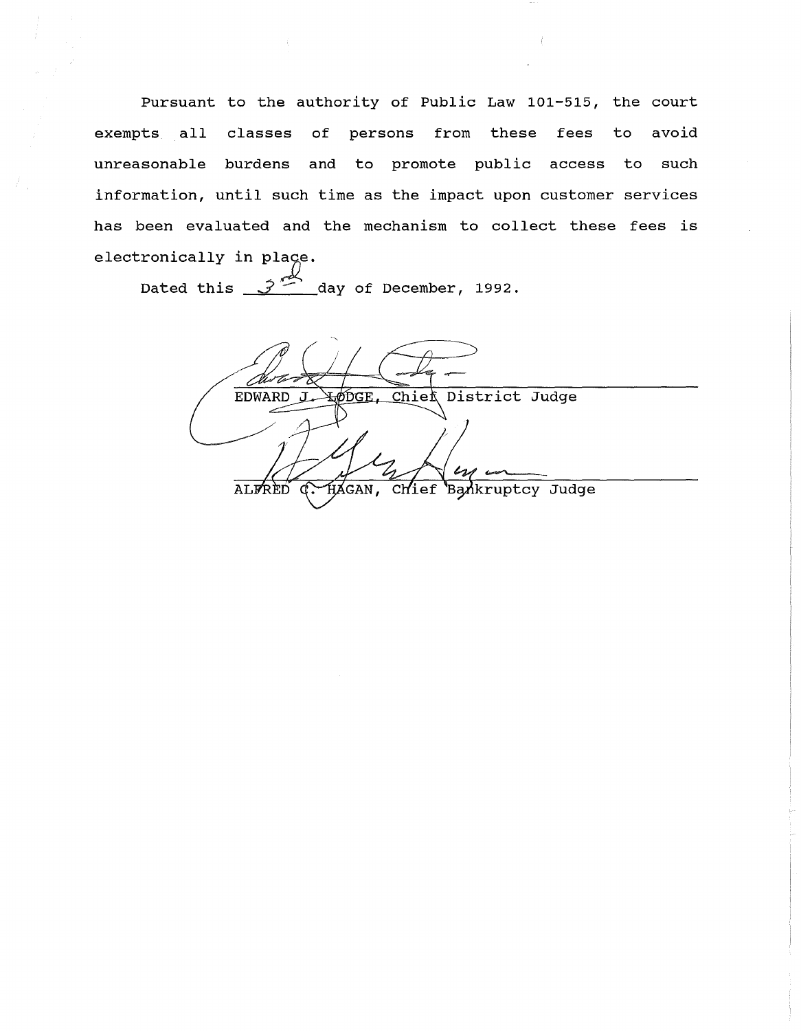Pursuant to the authority of Public Law 101-515, the court exempts all classes of persons from these fees to avoid unreasonable burdens and to promote public access to such information, until such time as the impact upon customer services has been evaluated and the mechanism to collect these fees is electronically in place.

Dated this 3rd day of December, 1992.

EDWARD J. LODGE, Chief District Judge

ALFRED C. HAGAN, Chief Bankruptcy Judge